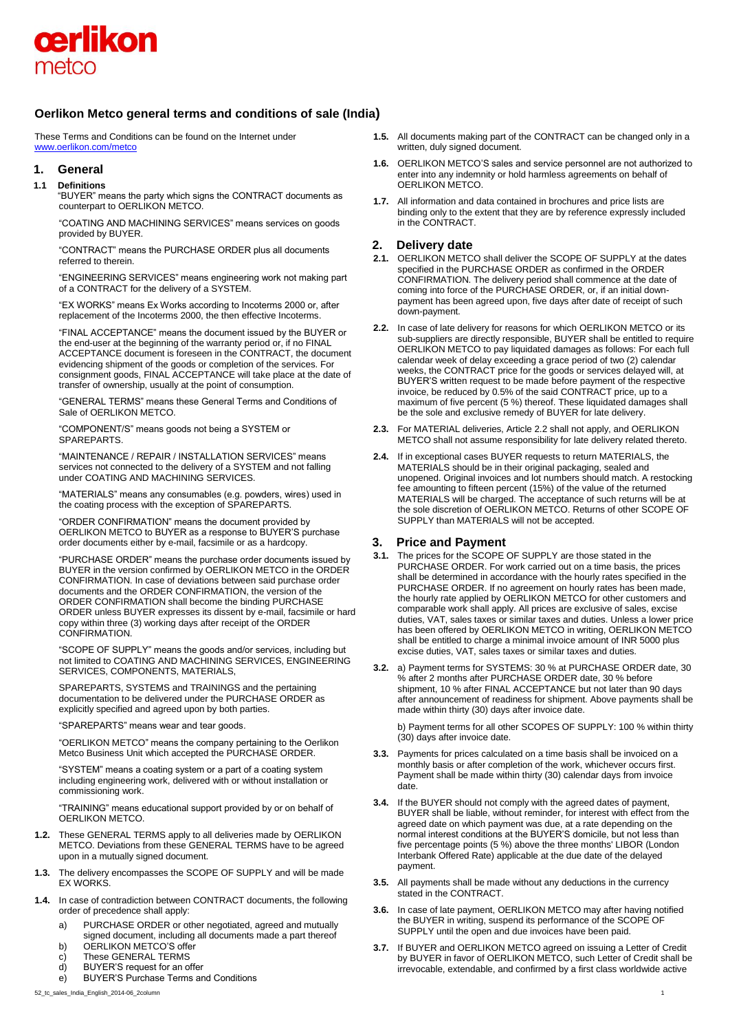# Oerlikon Metco general terms and conditions of sale (India)

These Terms and Conditions can be found on the Internet under www.oerlikon.com/metco

## 1. General

### 1.1 Definitions

"BUYER" means the party which signs the CONTRACT documents as counterpart to OERLIKON METCO.

"COATING AND MACHINING SERVICES" means services on goods provided by BUYER.

"CONTRACT" means the PURCHASE ORDER plus all documents referred to therein.

"ENGINEERING SERVICES" means engineering work not making part of a CONTRACT for the delivery of a SYSTEM.

"EX WORKS" means Ex Works according to Incoterms 2000 or, after replacement of the Incoterms 2000, the then effective Incoterms.

"FINAL ACCEPTANCE" means the document issued by the BUYER or the end-user at the beginning of the warranty period or, if no FINAL ACCEPTANCE document is foreseen in the CONTRACT, the document evidencing shipment of the goods or completion of the services. For consignment goods, FINAL ACCEPTANCE will take place at the date of transfer of ownership, usually at the point of consumption.

"GENERAL TERMS" means these General Terms and Conditions of Sale of OERLIKON METCO.

"COMPONENT/S" means goods not being a SYSTEM or SPAREPARTS.

"MAINTENANCE / REPAIR / INSTALLATION SERVICES" means services not connected to the delivery of a SYSTEM and not falling under COATING AND MACHINING SERVICES.

"MATERIALS" means any consumables (e.g. powders, wires) used in the coating process with the exception of SPAREPARTS.

"ORDER CONFIRMATION" means the document provided by OERLIKON METCO to BUYER as a response to BUYER'S purchase order documents either by e-mail, facsimile or as a hardcopy.

"PURCHASE ORDER" means the purchase order documents issued by BUYER in the version confirmed by OERLIKON METCO in the ORDER CONFIRMATION. In case of deviations between said purchase order documents and the ORDER CONFIRMATION, the version of the ORDER CONFIRMATION shall become the binding PURCHASE ORDER unless BUYER expresses its dissent by e-mail, facsimile or hard copy within three (3) working days after receipt of the ORDER CONFIRMATION.

"SCOPE OF SUPPLY" means the goods and/or services, including but not limited to COATING AND MACHINING SERVICES, ENGINEERING SERVICES, COMPONENTS, MATERIALS,

SPAREPARTS, SYSTEMS and TRAININGS and the pertaining documentation to be delivered under the PURCHASE ORDER as explicitly specified and agreed upon by both parties.

"SPAREPARTS" means wear and tear goods.

"OERLIKON METCO" means the company pertaining to the Oerlikon Metco Business Unit which accepted the PURCHASE ORDER.

"SYSTEM" means a coating system or a part of a coating system including engineering work, delivered with or without installation or commissioning work.

"TRAINING" means educational support provided by or on behalf of OERLIKON METCO.

**1.2.** These GENERAL TERMS apply to all deliveries made by OERLIKON METCO. Deviations from these GENERAL TERMS have to be agreed upon in a mutually signed document.

**1.3.** The delivery encompasses the SCOPE OF SUPPLY and will be made EX WORKS.

**1.4.** In case of contradiction between CONTRACT documents, the following order of precedence shall apply:

a) PURCHASE ORDER or other negotiated, agreed and mutually signed document, including all documents made a part thereof
b) OERLIKON METCO'S offer
c) These GENERAL TERMS
d) BUYER'S request for an offer
e) BUYER'S Purchase Terms and Conditions

**1.5.** All documents making part of the CONTRACT can be changed only in a written, duly signed document.

**1.6.** OERLIKON METCO'S sales and service personnel are not authorized to enter into any indemnity or hold harmless agreements on behalf of OERLIKON METCO.

**1.7.** All information and data contained in brochures and price lists are binding only to the extent that they are by reference expressly included in the CONTRACT.

## 2. Delivery date

**2.1.** OERLIKON METCO shall deliver the SCOPE OF SUPPLY at the dates specified in the PURCHASE ORDER as confirmed in the ORDER CONFIRMATION. The delivery period shall commence at the date of coming into force of the PURCHASE ORDER, or, if an initial down-payment has been agreed upon, five days after date of receipt of such down-payment.

**2.2.** In case of late delivery for reasons for which OERLIKON METCO or its sub-suppliers are directly responsible, BUYER shall be entitled to require OERLIKON METCO to pay liquidated damages as follows: For each full calendar week of delay exceeding a grace period of two (2) calendar weeks, the CONTRACT price for the goods or services delayed will, at BUYER'S written request to be made before payment of the respective invoice, be reduced by 0.5% of the said CONTRACT price, up to a maximum of five percent (5 %) thereof. These liquidated damages shall be the sole and exclusive remedy of BUYER for late delivery.

**2.3.** For MATERIAL deliveries, Article 2.2 shall not apply, and OERLIKON METCO shall not assume responsibility for late delivery related thereto.

**2.4.** If in exceptional cases BUYER requests to return MATERIALS, the MATERIALS should be in their original packaging, sealed and unopened. Original invoices and lot numbers should match. A restocking fee amounting to fifteen percent (15%) of the value of the returned MATERIALS will be charged. The acceptance of such returns will be at the sole discretion of OERLIKON METCO. Returns of other SCOPE OF SUPPLY than MATERIALS will not be accepted.

## 3. Price and Payment

**3.1.** The prices for the SCOPE OF SUPPLY are those stated in the PURCHASE ORDER. For work carried out on a time basis, the prices shall be determined in accordance with the hourly rates specified in the PURCHASE ORDER. If no agreement on hourly rates has been made, the hourly rate applied by OERLIKON METCO for other customers and comparable work shall apply. All prices are exclusive of sales, excise duties, VAT, sales taxes or similar taxes and duties. Unless a lower price has been offered by OERLIKON METCO in writing, OERLIKON METCO shall be entitled to charge a minimal invoice amount of INR 5000 plus excise duties, VAT, sales taxes or similar taxes and duties.

**3.2.** a) Payment terms for SYSTEMS: 30 % at PURCHASE ORDER date, 30 % after 2 months after PURCHASE ORDER date, 30 % before shipment, 10 % after FINAL ACCEPTANCE but not later than 90 days after announcement of readiness for shipment. Above payments shall be made within thirty (30) days after invoice date.

b) Payment terms for all other SCOPES OF SUPPLY: 100 % within thirty (30) days after invoice date.

**3.3.** Payments for prices calculated on a time basis shall be invoiced on a monthly basis or after completion of the work, whichever occurs first. Payment shall be made within thirty (30) calendar days from invoice date.

**3.4.** If the BUYER should not comply with the agreed dates of payment, BUYER shall be liable, without reminder, for interest with effect from the agreed date on which payment was due, at a rate depending on the normal interest conditions at the BUYER'S domicile, but not less than five percentage points (5 %) above the three months' LIBOR (London Interbank Offered Rate) applicable at the due date of the delayed payment.

**3.5.** All payments shall be made without any deductions in the currency stated in the CONTRACT.

**3.6.** In case of late payment, OERLIKON METCO may after having notified the BUYER in writing, suspend its performance of the SCOPE OF SUPPLY until the open and due invoices have been paid.

**3.7.** If BUYER and OERLIKON METCO agreed on issuing a Letter of Credit by BUYER in favor of OERLIKON METCO, such Letter of Credit shall be irrevocable, extendable, and confirmed by a first class worldwide active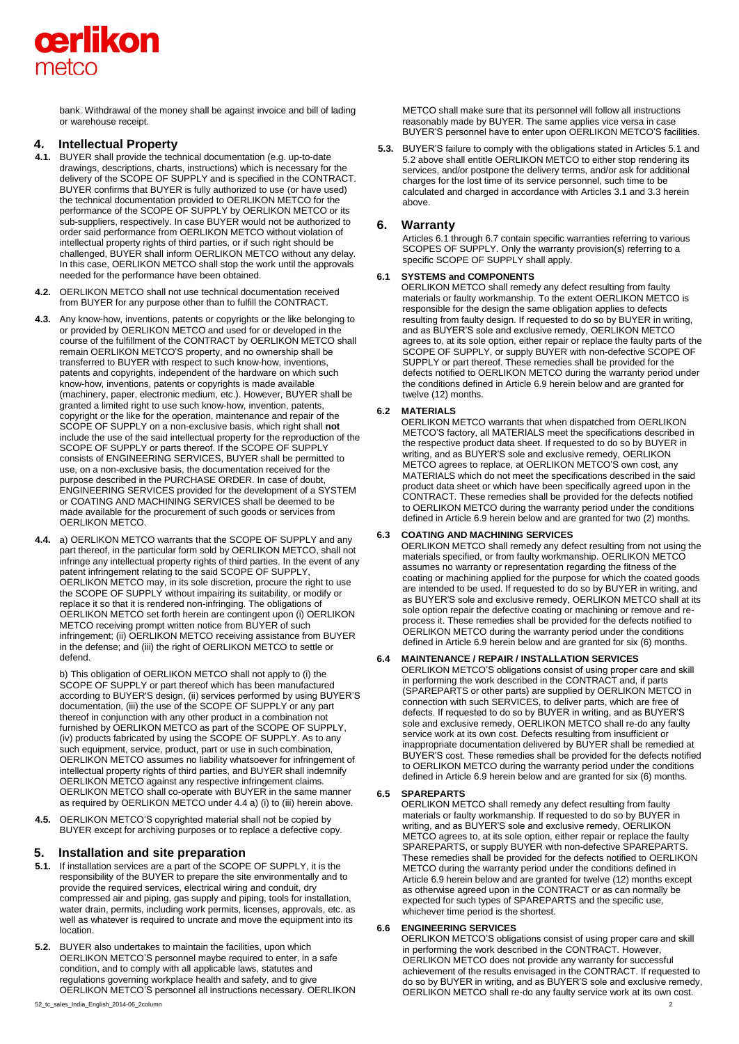bank. Withdrawal of the money shall be against invoice and bill of lading or warehouse receipt.

## 4. Intellectual Property

**4.1.** BUYER shall provide the technical documentation (e.g. up-to-date drawings, descriptions, charts, instructions) which is necessary for the delivery of the SCOPE OF SUPPLY and is specified in the CONTRACT. BUYER confirms that BUYER is fully authorized to use (or have used) the technical documentation provided to OERLIKON METCO for the performance of the SCOPE OF SUPPLY by OERLIKON METCO or its sub-suppliers, respectively. In case BUYER would not be authorized to order said performance from OERLIKON METCO without violation of intellectual property rights of third parties, or if such right should be challenged, BUYER shall inform OERLIKON METCO without any delay. In this case, OERLIKON METCO shall stop the work until the approvals needed for the performance have been obtained.

**4.2.** OERLIKON METCO shall not use technical documentation received from BUYER for any purpose other than to fulfill the CONTRACT.

**4.3.** Any know-how, inventions, patents or copyrights or the like belonging to or provided by OERLIKON METCO and used for or developed in the course of the fulfillment of the CONTRACT by OERLIKON METCO shall remain OERLIKON METCO'S property, and no ownership shall be transferred to BUYER with respect to such know-how, inventions, patents and copyrights, independent of the hardware on which such know-how, inventions, patents or copyrights is made available (machinery, paper, electronic medium, etc.). However, BUYER shall be granted a limited right to use such know-how, invention, patents, copyright or the like for the operation, maintenance and repair of the SCOPE OF SUPPLY on a non-exclusive basis, which right shall **not** include the use of the said intellectual property for the reproduction of the SCOPE OF SUPPLY or parts thereof. If the SCOPE OF SUPPLY consists of ENGINEERING SERVICES, BUYER shall be permitted to use, on a non-exclusive basis, the documentation received for the purpose described in the PURCHASE ORDER. In case of doubt, ENGINEERING SERVICES provided for the development of a SYSTEM or COATING AND MACHINING SERVICES shall be deemed to be made available for the procurement of such goods or services from OERLIKON METCO.

**4.4.** a) OERLIKON METCO warrants that the SCOPE OF SUPPLY and any part thereof, in the particular form sold by OERLIKON METCO, shall not infringe any intellectual property rights of third parties. In the event of any patent infringement relating to the said SCOPE OF SUPPLY, OERLIKON METCO may, in its sole discretion, procure the right to use the SCOPE OF SUPPLY without impairing its suitability, or modify or replace it so that it is rendered non-infringing. The obligations of OERLIKON METCO set forth herein are contingent upon (i) OERLIKON METCO receiving prompt written notice from BUYER of such infringement; (ii) OERLIKON METCO receiving assistance from BUYER in the defense; and (iii) the right of OERLIKON METCO to settle or defend.

b) This obligation of OERLIKON METCO shall not apply to (i) the SCOPE OF SUPPLY or part thereof which has been manufactured according to BUYER'S design, (ii) services performed by using BUYER'S documentation, (iii) the use of the SCOPE OF SUPPLY or any part thereof in conjunction with any other product in a combination not furnished by OERLIKON METCO as part of the SCOPE OF SUPPLY, (iv) products fabricated by using the SCOPE OF SUPPLY. As to any such equipment, service, product, part or use in such combination, OERLIKON METCO assumes no liability whatsoever for infringement of intellectual property rights of third parties, and BUYER shall indemnify OERLIKON METCO against any respective infringement claims. OERLIKON METCO shall co-operate with BUYER in the same manner as required by OERLIKON METCO under 4.4 a) (i) to (iii) herein above.

**4.5.** OERLIKON METCO'S copyrighted material shall not be copied by BUYER except for archiving purposes or to replace a defective copy.

## 5. Installation and site preparation

**5.1.** If installation services are a part of the SCOPE OF SUPPLY, it is the responsibility of the BUYER to prepare the site environmentally and to provide the required services, electrical wiring and conduit, dry compressed air and piping, gas supply and piping, tools for installation, water drain, permits, including work permits, licenses, approvals, etc. as well as whatever is required to uncrate and move the equipment into its location.

**5.2.** BUYER also undertakes to maintain the facilities, upon which OERLIKON METCO'S personnel maybe required to enter, in a safe condition, and to comply with all applicable laws, statutes and regulations governing workplace health and safety, and to give OERLIKON METCO'S personnel all instructions necessary. OERLIKON METCO shall make sure that its personnel will follow all instructions reasonably made by BUYER. The same applies vice versa in case BUYER'S personnel have to enter upon OERLIKON METCO'S facilities.

**5.3.** BUYER'S failure to comply with the obligations stated in Articles 5.1 and 5.2 above shall entitle OERLIKON METCO to either stop rendering its services, and/or postpone the delivery terms, and/or ask for additional charges for the lost time of its service personnel, such time to be calculated and charged in accordance with Articles 3.1 and 3.3 herein above.

## 6. Warranty

Articles 6.1 through 6.7 contain specific warranties referring to various SCOPES OF SUPPLY. Only the warranty provision(s) referring to a specific SCOPE OF SUPPLY shall apply.

### 6.1 SYSTEMS and COMPONENTS

OERLIKON METCO shall remedy any defect resulting from faulty materials or faulty workmanship. To the extent OERLIKON METCO is responsible for the design the same obligation applies to defects resulting from faulty design. If requested to do so by BUYER in writing, and as BUYER'S sole and exclusive remedy, OERLIKON METCO agrees to, at its sole option, either repair or replace the faulty parts of the SCOPE OF SUPPLY, or supply BUYER with non-defective SCOPE OF SUPPLY or part thereof. These remedies shall be provided for the defects notified to OERLIKON METCO during the warranty period under the conditions defined in Article 6.9 herein below and are granted for twelve (12) months.

### 6.2 MATERIALS

OERLIKON METCO warrants that when dispatched from OERLIKON METCO'S factory, all MATERIALS meet the specifications described in the respective product data sheet. If requested to do so by BUYER in writing, and as BUYER'S sole and exclusive remedy, OERLIKON METCO agrees to replace, at OERLIKON METCO'S own cost, any MATERIALS which do not meet the specifications described in the said product data sheet or which have been specifically agreed upon in the CONTRACT. These remedies shall be provided for the defects notified to OERLIKON METCO during the warranty period under the conditions defined in Article 6.9 herein below and are granted for two (2) months.

### 6.3 COATING AND MACHINING SERVICES

OERLIKON METCO shall remedy any defect resulting from not using the materials specified, or from faulty workmanship. OERLIKON METCO assumes no warranty or representation regarding the fitness of the coating or machining applied for the purpose for which the coated goods are intended to be used. If requested to do so by BUYER in writing, and as BUYER'S sole and exclusive remedy, OERLIKON METCO shall at its sole option repair the defective coating or machining or remove and re-process it. These remedies shall be provided for the defects notified to OERLIKON METCO during the warranty period under the conditions defined in Article 6.9 herein below and are granted for six (6) months.

### 6.4 MAINTENANCE / REPAIR / INSTALLATION SERVICES

OERLIKON METCO'S obligations consist of using proper care and skill in performing the work described in the CONTRACT and, if parts (SPAREPARTS or other parts) are supplied by OERLIKON METCO in connection with such SERVICES, to deliver parts, which are free of defects. If requested to do so by BUYER in writing, and as BUYER'S sole and exclusive remedy, OERLIKON METCO shall re-do any faulty service work at its own cost. Defects resulting from insufficient or inappropriate documentation delivered by BUYER shall be remedied at BUYER'S cost. These remedies shall be provided for the defects notified to OERLIKON METCO during the warranty period under the conditions defined in Article 6.9 herein below and are granted for six (6) months.

### 6.5 SPAREPARTS

OERLIKON METCO shall remedy any defect resulting from faulty materials or faulty workmanship. If requested to do so by BUYER in writing, and as BUYER'S sole and exclusive remedy, OERLIKON METCO agrees to, at its sole option, either repair or replace the faulty SPAREPARTS, or supply BUYER with non-defective SPAREPARTS. These remedies shall be provided for the defects notified to OERLIKON METCO during the warranty period under the conditions defined in Article 6.9 herein below and are granted for twelve (12) months except as otherwise agreed upon in the CONTRACT or as can normally be expected for such types of SPAREPARTS and the specific use, whichever time period is the shortest.

### 6.6 ENGINEERING SERVICES

OERLIKON METCO'S obligations consist of using proper care and skill in performing the work described in the CONTRACT. However, OERLIKON METCO does not provide any warranty for successful achievement of the results envisaged in the CONTRACT. If requested to do so by BUYER in writing, and as BUYER'S sole and exclusive remedy, OERLIKON METCO shall re-do any faulty service work at its own cost.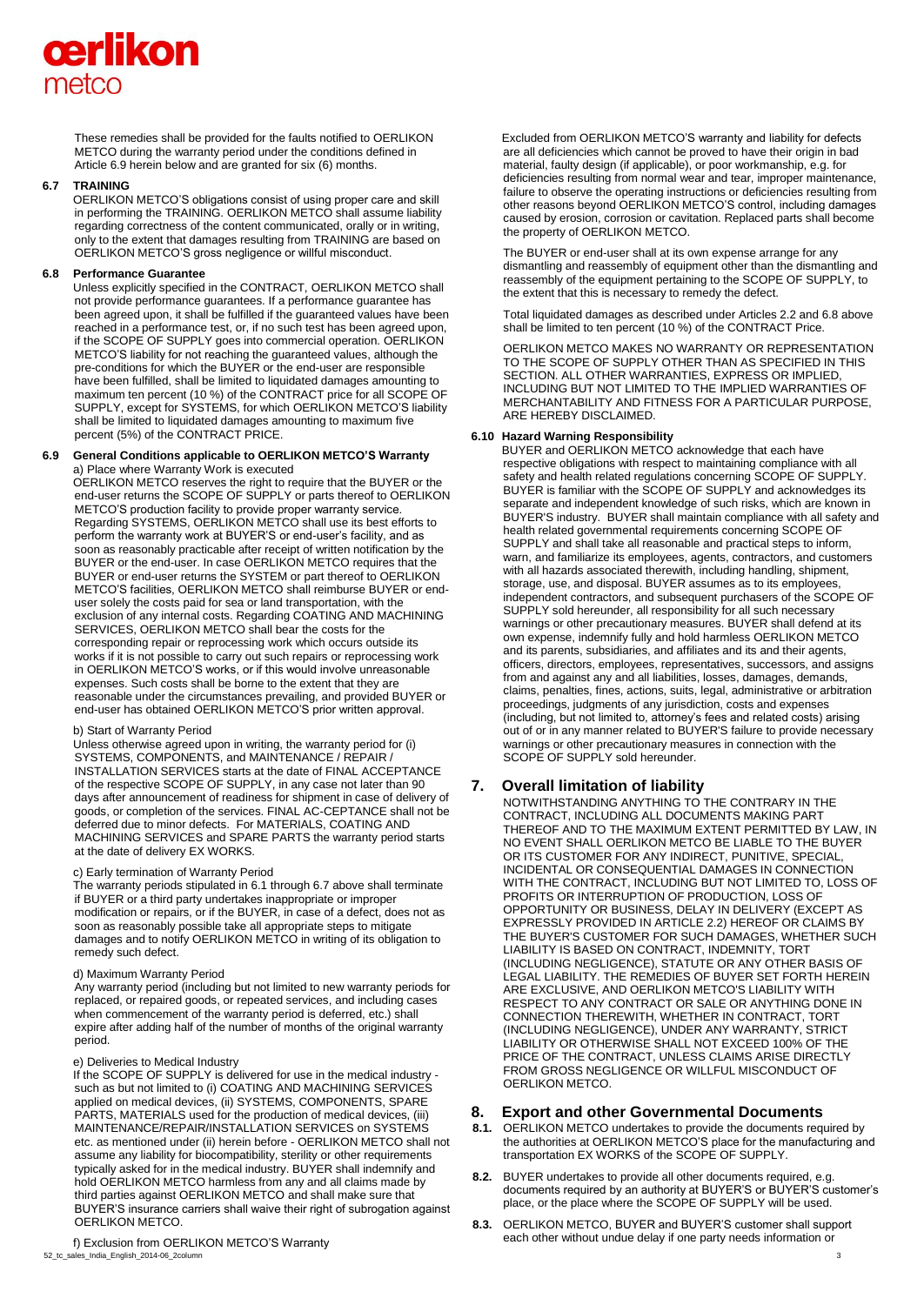These remedies shall be provided for the faults notified to OERLIKON METCO during the warranty period under the conditions defined in Article 6.9 herein below and are granted for six (6) months.

### 6.7 TRAINING

OERLIKON METCO'S obligations consist of using proper care and skill in performing the TRAINING. OERLIKON METCO shall assume liability regarding correctness of the content communicated, orally or in writing, only to the extent that damages resulting from TRAINING are based on OERLIKON METCO'S gross negligence or willful misconduct.

### 6.8 Performance Guarantee

Unless explicitly specified in the CONTRACT, OERLIKON METCO shall not provide performance guarantees. If a performance guarantee has been agreed upon, it shall be fulfilled if the guaranteed values have been reached in a performance test, or, if no such test has been agreed upon, if the SCOPE OF SUPPLY goes into commercial operation. OERLIKON METCO'S liability for not reaching the guaranteed values, although the pre-conditions for which the BUYER or the end-user are responsible have been fulfilled, shall be limited to liquidated damages amounting to maximum ten percent (10 %) of the CONTRACT price for all SCOPE OF SUPPLY, except for SYSTEMS, for which OERLIKON METCO'S liability shall be limited to liquidated damages amounting to maximum five percent (5%) of the CONTRACT PRICE.

### 6.9 General Conditions applicable to OERLIKON METCO'S Warranty

a) Place where Warranty Work is executed

OERLIKON METCO reserves the right to require that the BUYER or the end-user returns the SCOPE OF SUPPLY or parts thereof to OERLIKON METCO'S production facility to provide proper warranty service. Regarding SYSTEMS, OERLIKON METCO shall use its best efforts to perform the warranty work at BUYER'S or end-user's facility, and as soon as reasonably practicable after receipt of written notification by the BUYER or the end-user. In case OERLIKON METCO requires that the BUYER or end-user returns the SYSTEM or part thereof to OERLIKON METCO'S facilities, OERLIKON METCO shall reimburse BUYER or end-user solely the costs paid for sea or land transportation, with the exclusion of any internal costs. Regarding COATING AND MACHINING SERVICES, OERLIKON METCO shall bear the costs for the corresponding repair or reprocessing work which occurs outside its works if it is not possible to carry out such repairs or reprocessing work in OERLIKON METCO'S works, or if this would involve unreasonable expenses. Such costs shall be borne to the extent that they are reasonable under the circumstances prevailing, and provided BUYER or end-user has obtained OERLIKON METCO'S prior written approval.

b) Start of Warranty Period

Unless otherwise agreed upon in writing, the warranty period for (i) SYSTEMS, COMPONENTS, and MAINTENANCE / REPAIR / INSTALLATION SERVICES starts at the date of FINAL ACCEPTANCE of the respective SCOPE OF SUPPLY, in any case not later than 90 days after announcement of readiness for shipment in case of delivery of goods, or completion of the services. FINAL AC-CEPTANCE shall not be deferred due to minor defects. For MATERIALS, COATING AND MACHINING SERVICES and SPARE PARTS the warranty period starts at the date of delivery EX WORKS.

c) Early termination of Warranty Period

The warranty periods stipulated in 6.1 through 6.7 above shall terminate if BUYER or a third party undertakes inappropriate or improper modification or repairs, or if the BUYER, in case of a defect, does not as soon as reasonably possible take all appropriate steps to mitigate damages and to notify OERLIKON METCO in writing of its obligation to remedy such defect.

d) Maximum Warranty Period

Any warranty period (including but not limited to new warranty periods for replaced, or repaired goods, or repeated services, and including cases when commencement of the warranty period is deferred, etc.) shall expire after adding half of the number of months of the original warranty period.

e) Deliveries to Medical Industry

If the SCOPE OF SUPPLY is delivered for use in the medical industry - such as but not limited to (i) COATING AND MACHINING SERVICES applied on medical devices, (ii) SYSTEMS, COMPONENTS, SPARE PARTS, MATERIALS used for the production of medical devices, (iii) MAINTENANCE/REPAIR/INSTALLATION SERVICES on SYSTEMS etc. as mentioned under (ii) herein before - OERLIKON METCO shall not assume any liability for biocompatibility, sterility or other requirements typically asked for in the medical industry. BUYER shall indemnify and hold OERLIKON METCO harmless from any and all claims made by third parties against OERLIKON METCO and shall make sure that BUYER'S insurance carriers shall waive their right of subrogation against OERLIKON METCO.

f) Exclusion from OERLIKON METCO'S Warranty

Excluded from OERLIKON METCO'S warranty and liability for defects are all deficiencies which cannot be proved to have their origin in bad material, faulty design (if applicable), or poor workmanship, e.g. for deficiencies resulting from normal wear and tear, improper maintenance, failure to observe the operating instructions or deficiencies resulting from other reasons beyond OERLIKON METCO'S control, including damages caused by erosion, corrosion or cavitation. Replaced parts shall become the property of OERLIKON METCO.

The BUYER or end-user shall at its own expense arrange for any dismantling and reassembly of equipment other than the dismantling and reassembly of the equipment pertaining to the SCOPE OF SUPPLY, to the extent that this is necessary to remedy the defect.

Total liquidated damages as described under Articles 2.2 and 6.8 above shall be limited to ten percent (10 %) of the CONTRACT Price.

OERLIKON METCO MAKES NO WARRANTY OR REPRESENTATION TO THE SCOPE OF SUPPLY OTHER THAN AS SPECIFIED IN THIS SECTION. ALL OTHER WARRANTIES, EXPRESS OR IMPLIED, INCLUDING BUT NOT LIMITED TO THE IMPLIED WARRANTIES OF MERCHANTABILITY AND FITNESS FOR A PARTICULAR PURPOSE, ARE HEREBY DISCLAIMED.

### 6.10 Hazard Warning Responsibility

BUYER and OERLIKON METCO acknowledge that each have respective obligations with respect to maintaining compliance with all safety and health related regulations concerning SCOPE OF SUPPLY. BUYER is familiar with the SCOPE OF SUPPLY and acknowledges its separate and independent knowledge of such risks, which are known in BUYER'S industry. BUYER shall maintain compliance with all safety and health related governmental requirements concerning SCOPE OF SUPPLY and shall take all reasonable and practical steps to inform, warn, and familiarize its employees, agents, contractors, and customers with all hazards associated therewith, including handling, shipment, storage, use, and disposal. BUYER assumes as to its employees, independent contractors, and subsequent purchasers of the SCOPE OF SUPPLY sold hereunder, all responsibility for all such necessary warnings or other precautionary measures. BUYER shall defend at its own expense, indemnify fully and hold harmless OERLIKON METCO and its parents, subsidiaries, and affiliates and its and their agents, officers, directors, employees, representatives, successors, and assigns from and against any and all liabilities, losses, damages, demands, claims, penalties, fines, actions, suits, legal, administrative or arbitration proceedings, judgments of any jurisdiction, costs and expenses (including, but not limited to, attorney's fees and related costs) arising out of or in any manner related to BUYER'S failure to provide necessary warnings or other precautionary measures in connection with the SCOPE OF SUPPLY sold hereunder.

## 7. Overall limitation of liability

NOTWITHSTANDING ANYTHING TO THE CONTRARY IN THE CONTRACT, INCLUDING ALL DOCUMENTS MAKING PART THEREOF AND TO THE MAXIMUM EXTENT PERMITTED BY LAW, IN NO EVENT SHALL OERLIKON METCO BE LIABLE TO THE BUYER OR ITS CUSTOMER FOR ANY INDIRECT, PUNITIVE, SPECIAL, INCIDENTAL OR CONSEQUENTIAL DAMAGES IN CONNECTION WITH THE CONTRACT, INCLUDING BUT NOT LIMITED TO, LOSS OF PROFITS OR INTERRUPTION OF PRODUCTION, LOSS OF OPPORTUNITY OR BUSINESS, DELAY IN DELIVERY (EXCEPT AS EXPRESSLY PROVIDED IN ARTICLE 2.2) HEREOF OR CLAIMS BY THE BUYER'S CUSTOMER FOR SUCH DAMAGES, WHETHER SUCH LIABILITY IS BASED ON CONTRACT, INDEMNITY, TORT (INCLUDING NEGLIGENCE), STATUTE OR ANY OTHER BASIS OF LEGAL LIABILITY. THE REMEDIES OF BUYER SET FORTH HEREIN ARE EXCLUSIVE, AND OERLIKON METCO'S LIABILITY WITH RESPECT TO ANY CONTRACT OR SALE OR ANYTHING DONE IN CONNECTION THEREWITH, WHETHER IN CONTRACT, TORT (INCLUDING NEGLIGENCE), UNDER ANY WARRANTY, STRICT LIABILITY OR OTHERWISE SHALL NOT EXCEED 100% OF THE PRICE OF THE CONTRACT, UNLESS CLAIMS ARISE DIRECTLY FROM GROSS NEGLIGENCE OR WILLFUL MISCONDUCT OF OERLIKON METCO.

## 8. Export and other Governmental Documents

**8.1.** OERLIKON METCO undertakes to provide the documents required by the authorities at OERLIKON METCO'S place for the manufacturing and transportation EX WORKS of the SCOPE OF SUPPLY.

**8.2.** BUYER undertakes to provide all other documents required, e.g. documents required by an authority at BUYER'S or BUYER'S customer's place, or the place where the SCOPE OF SUPPLY will be used.

**8.3.** OERLIKON METCO, BUYER and BUYER'S customer shall support each other without undue delay if one party needs information or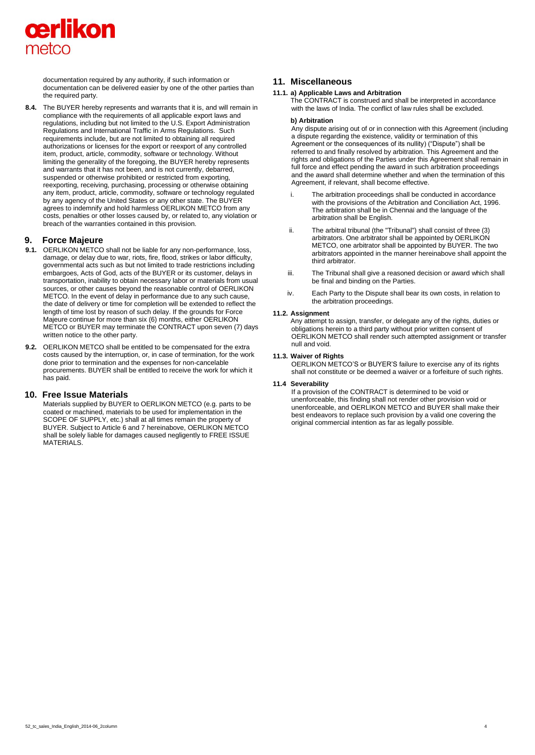documentation required by any authority, if such information or documentation can be delivered easier by one of the other parties than the required party.

**8.4.** The BUYER hereby represents and warrants that it is, and will remain in compliance with the requirements of all applicable export laws and regulations, including but not limited to the U.S. Export Administration Regulations and International Traffic in Arms Regulations. Such requirements include, but are not limited to obtaining all required authorizations or licenses for the export or reexport of any controlled item, product, article, commodity, software or technology. Without limiting the generality of the foregoing, the BUYER hereby represents and warrants that it has not been, and is not currently, debarred, suspended or otherwise prohibited or restricted from exporting, reexporting, receiving, purchasing, processing or otherwise obtaining any item, product, article, commodity, software or technology regulated by any agency of the United States or any other state. The BUYER agrees to indemnify and hold harmless OERLIKON METCO from any costs, penalties or other losses caused by, or related to, any violation or breach of the warranties contained in this provision.

## 9. Force Majeure

**9.1.** OERLIKON METCO shall not be liable for any non-performance, loss, damage, or delay due to war, riots, fire, flood, strikes or labor difficulty, governmental acts such as but not limited to trade restrictions including embargoes, Acts of God, acts of the BUYER or its customer, delays in transportation, inability to obtain necessary labor or materials from usual sources, or other causes beyond the reasonable control of OERLIKON METCO. In the event of delay in performance due to any such cause, the date of delivery or time for completion will be extended to reflect the length of time lost by reason of such delay. If the grounds for Force Majeure continue for more than six (6) months, either OERLIKON METCO or BUYER may terminate the CONTRACT upon seven (7) days written notice to the other party.

**9.2.** OERLIKON METCO shall be entitled to be compensated for the extra costs caused by the interruption, or, in case of termination, for the work done prior to termination and the expenses for non-cancelable procurements. BUYER shall be entitled to receive the work for which it has paid.

## 10. Free Issue Materials

Materials supplied by BUYER to OERLIKON METCO (e.g. parts to be coated or machined, materials to be used for implementation in the SCOPE OF SUPPLY, etc.) shall at all times remain the property of BUYER. Subject to Article 6 and 7 hereinabove, OERLIKON METCO shall be solely liable for damages caused negligently to FREE ISSUE MATERIALS.

## 11. Miscellaneous

**11.1. a) Applicable Laws and Arbitration**

The CONTRACT is construed and shall be interpreted in accordance with the laws of India. The conflict of law rules shall be excluded.

**b) Arbitration**

Any dispute arising out of or in connection with this Agreement (including a dispute regarding the existence, validity or termination of this Agreement or the consequences of its nullity) ("Dispute") shall be referred to and finally resolved by arbitration. This Agreement and the rights and obligations of the Parties under this Agreement shall remain in full force and effect pending the award in such arbitration proceedings and the award shall determine whether and when the termination of this Agreement, if relevant, shall become effective.

i. The arbitration proceedings shall be conducted in accordance with the provisions of the Arbitration and Conciliation Act, 1996. The arbitration shall be in Chennai and the language of the arbitration shall be English.

ii. The arbitral tribunal (the "Tribunal") shall consist of three (3) arbitrators. One arbitrator shall be appointed by OERLIKON METCO, one arbitrator shall be appointed by BUYER. The two arbitrators appointed in the manner hereinabove shall appoint the third arbitrator.

iii. The Tribunal shall give a reasoned decision or award which shall be final and binding on the Parties.

iv. Each Party to the Dispute shall bear its own costs, in relation to the arbitration proceedings.

**11.2. Assignment**

Any attempt to assign, transfer, or delegate any of the rights, duties or obligations herein to a third party without prior written consent of OERLIKON METCO shall render such attempted assignment or transfer null and void.

**11.3. Waiver of Rights**

OERLIKON METCO'S or BUYER'S failure to exercise any of its rights shall not constitute or be deemed a waiver or a forfeiture of such rights.

**11.4 Severability**

If a provision of the CONTRACT is determined to be void or unenforceable, this finding shall not render other provision void or unenforceable, and OERLIKON METCO and BUYER shall make their best endeavors to replace such provision by a valid one covering the original commercial intention as far as legally possible.